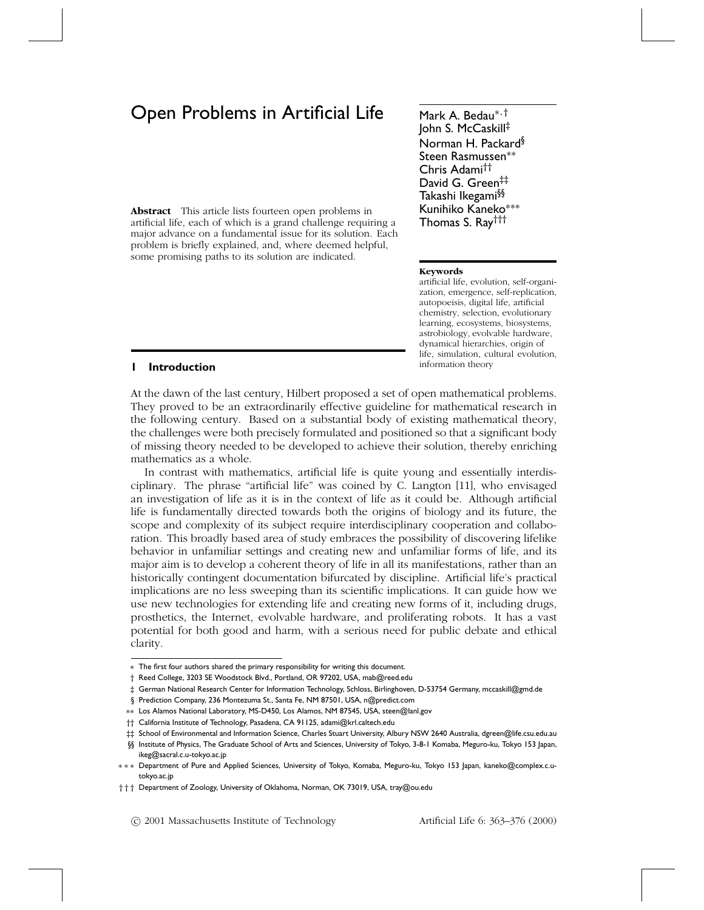# Open Problems in Artificial Life

Mark A. Bedau*,†
John S. McCaskill‡
Norman H. Packard§
Steen Rasmussen**
Chris Adami††
David G. Green‡‡
Takashi Ikegami§§
Kunihiko Kaneko***
Thomas S. Ray†††

**Abstract** This article lists fourteen open problems in artificial life, each of which is a grand challenge requiring a major advance on a fundamental issue for its solution. Each problem is briefly explained, and, where deemed helpful, some promising paths to its solution are indicated.

**Keywords**
artificial life, evolution, self-organization, emergence, self-replication, autopoeisis, digital life, artificial chemistry, selection, evolutionary learning, ecosystems, biosystems, astrobiology, evolvable hardware, dynamical hierarchies, origin of life, simulation, cultural evolution, information theory

## 1 Introduction

At the dawn of the last century, Hilbert proposed a set of open mathematical problems. They proved to be an extraordinarily effective guideline for mathematical research in the following century. Based on a substantial body of existing mathematical theory, the challenges were both precisely formulated and positioned so that a significant body of missing theory needed to be developed to achieve their solution, thereby enriching mathematics as a whole.

In contrast with mathematics, artificial life is quite young and essentially interdisciplinary. The phrase "artificial life" was coined by C. Langton [11], who envisaged an investigation of life as it is in the context of life as it could be. Although artificial life is fundamentally directed towards both the origins of biology and its future, the scope and complexity of its subject require interdisciplinary cooperation and collaboration. This broadly based area of study embraces the possibility of discovering lifelike behavior in unfamiliar settings and creating new and unfamiliar forms of life, and its major aim is to develop a coherent theory of life in all its manifestations, rather than an historically contingent documentation bifurcated by discipline. Artificial life's practical implications are no less sweeping than its scientific implications. It can guide how we use new technologies for extending life and creating new forms of it, including drugs, prosthetics, the Internet, evolvable hardware, and proliferating robots. It has a vast potential for both good and harm, with a serious need for public debate and ethical clarity.

---

* The first four authors shared the primary responsibility for writing this document.
† Reed College, 3203 SE Woodstock Blvd., Portland, OR 97202, USA, mab@reed.edu
‡ German National Research Center for Information Technology, Schloss, Birlinghoven, D-53754 Germany, mccaskill@gmd.de
§ Prediction Company, 236 Montezuma St., Santa Fe, NM 87501, USA, n@predict.com
** Los Alamos National Laboratory, MS-D450, Los Alamos, NM 87545, USA, steen@lanl.gov
†† California Institute of Technology, Pasadena, CA 91125, adami@krl.caltech.edu
‡‡ School of Environmental and Information Science, Charles Stuart University, Albury NSW 2640 Australia, dgreen@life.csu.edu.au
§§ Institute of Physics, The Graduate School of Arts and Sciences, University of Tokyo, 3-8-1 Komaba, Meguro-ku, Tokyo 153 Japan, ikeg@sacral.c.u-tokyo.ac.jp
*** Department of Pure and Applied Sciences, University of Tokyo, Komaba, Meguro-ku, Tokyo 153 Japan, kaneko@complex.c.u-tokyo.ac.jp
††† Department of Zoology, University of Oklahoma, Norman, OK 73019, USA, tray@ou.edu

© 2001 Massachusetts Institute of Technology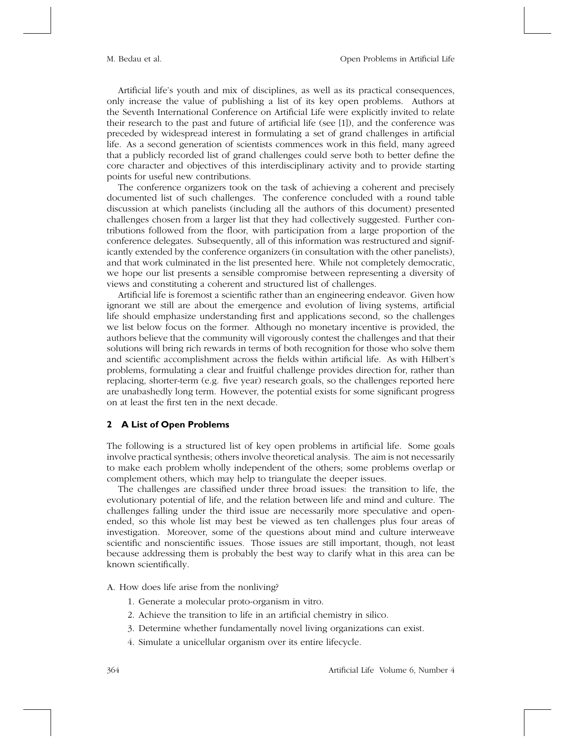Artificial life's youth and mix of disciplines, as well as its practical consequences, only increase the value of publishing a list of its key open problems. Authors at the Seventh International Conference on Artificial Life were explicitly invited to relate their research to the past and future of artificial life (see [1]), and the conference was preceded by widespread interest in formulating a set of grand challenges in artificial life. As a second generation of scientists commences work in this field, many agreed that a publicly recorded list of grand challenges could serve both to better define the core character and objectives of this interdisciplinary activity and to provide starting points for useful new contributions.

The conference organizers took on the task of achieving a coherent and precisely documented list of such challenges. The conference concluded with a round table discussion at which panelists (including all the authors of this document) presented challenges chosen from a larger list that they had collectively suggested. Further contributions followed from the floor, with participation from a large proportion of the conference delegates. Subsequently, all of this information was restructured and significantly extended by the conference organizers (in consultation with the other panelists), and that work culminated in the list presented here. While not completely democratic, we hope our list presents a sensible compromise between representing a diversity of views and constituting a coherent and structured list of challenges.

Artificial life is foremost a scientific rather than an engineering endeavor. Given how ignorant we still are about the emergence and evolution of living systems, artificial life should emphasize understanding first and applications second, so the challenges we list below focus on the former. Although no monetary incentive is provided, the authors believe that the community will vigorously contest the challenges and that their solutions will bring rich rewards in terms of both recognition for those who solve them and scientific accomplishment across the fields within artificial life. As with Hilbert's problems, formulating a clear and fruitful challenge provides direction for, rather than replacing, shorter-term (e.g. five year) research goals, so the challenges reported here are unabashedly long term. However, the potential exists for some significant progress on at least the first ten in the next decade.

## 2 A List of Open Problems

The following is a structured list of key open problems in artificial life. Some goals involve practical synthesis; others involve theoretical analysis. The aim is not necessarily to make each problem wholly independent of the others; some problems overlap or complement others, which may help to triangulate the deeper issues.

The challenges are classified under three broad issues: the transition to life, the evolutionary potential of life, and the relation between life and mind and culture. The challenges falling under the third issue are necessarily more speculative and open-ended, so this whole list may best be viewed as ten challenges plus four areas of investigation. Moreover, some of the questions about mind and culture interweave scientific and nonscientific issues. Those issues are still important, though, not least because addressing them is probably the best way to clarify what in this area can be known scientifically.

A. How does life arise from the nonliving?

1. Generate a molecular proto-organism in vitro.
2. Achieve the transition to life in an artificial chemistry in silico.
3. Determine whether fundamentally novel living organizations can exist.
4. Simulate a unicellular organism over its entire lifecycle.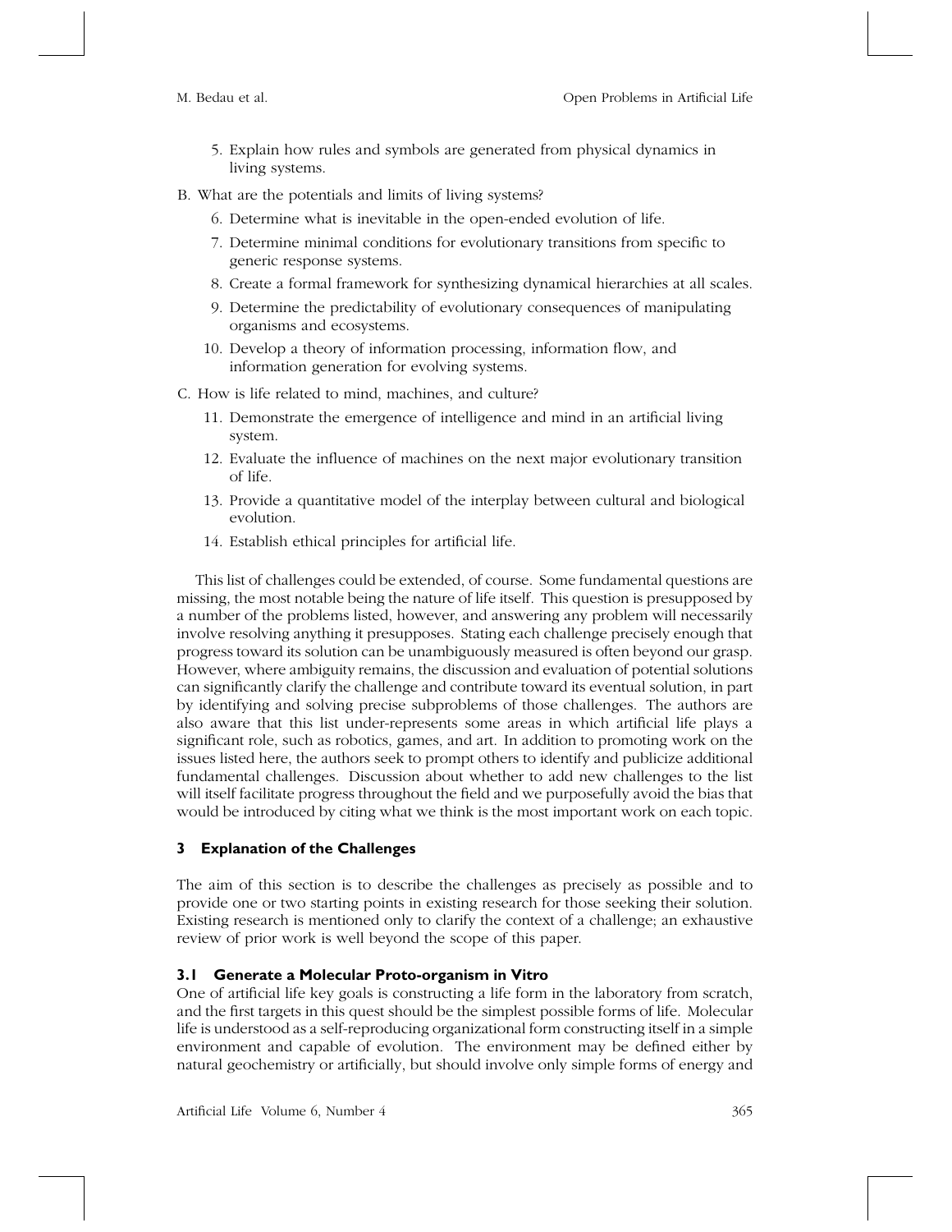5. Explain how rules and symbols are generated from physical dynamics in living systems.

B. What are the potentials and limits of living systems?

6. Determine what is inevitable in the open-ended evolution of life.
7. Determine minimal conditions for evolutionary transitions from specific to generic response systems.
8. Create a formal framework for synthesizing dynamical hierarchies at all scales.
9. Determine the predictability of evolutionary consequences of manipulating organisms and ecosystems.
10. Develop a theory of information processing, information flow, and information generation for evolving systems.

C. How is life related to mind, machines, and culture?

11. Demonstrate the emergence of intelligence and mind in an artificial living system.
12. Evaluate the influence of machines on the next major evolutionary transition of life.
13. Provide a quantitative model of the interplay between cultural and biological evolution.
14. Establish ethical principles for artificial life.

This list of challenges could be extended, of course. Some fundamental questions are missing, the most notable being the nature of life itself. This question is presupposed by a number of the problems listed, however, and answering any problem will necessarily involve resolving anything it presupposes. Stating each challenge precisely enough that progress toward its solution can be unambiguously measured is often beyond our grasp. However, where ambiguity remains, the discussion and evaluation of potential solutions can significantly clarify the challenge and contribute toward its eventual solution, in part by identifying and solving precise subproblems of those challenges. The authors are also aware that this list under-represents some areas in which artificial life plays a significant role, such as robotics, games, and art. In addition to promoting work on the issues listed here, the authors seek to prompt others to identify and publicize additional fundamental challenges. Discussion about whether to add new challenges to the list will itself facilitate progress throughout the field and we purposefully avoid the bias that would be introduced by citing what we think is the most important work on each topic.

## 3 Explanation of the Challenges

The aim of this section is to describe the challenges as precisely as possible and to provide one or two starting points in existing research for those seeking their solution. Existing research is mentioned only to clarify the context of a challenge; an exhaustive review of prior work is well beyond the scope of this paper.

### 3.1 Generate a Molecular Proto-organism in Vitro

One of artificial life key goals is constructing a life form in the laboratory from scratch, and the first targets in this quest should be the simplest possible forms of life. Molecular life is understood as a self-reproducing organizational form constructing itself in a simple environment and capable of evolution. The environment may be defined either by natural geochemistry or artificially, but should involve only simple forms of energy and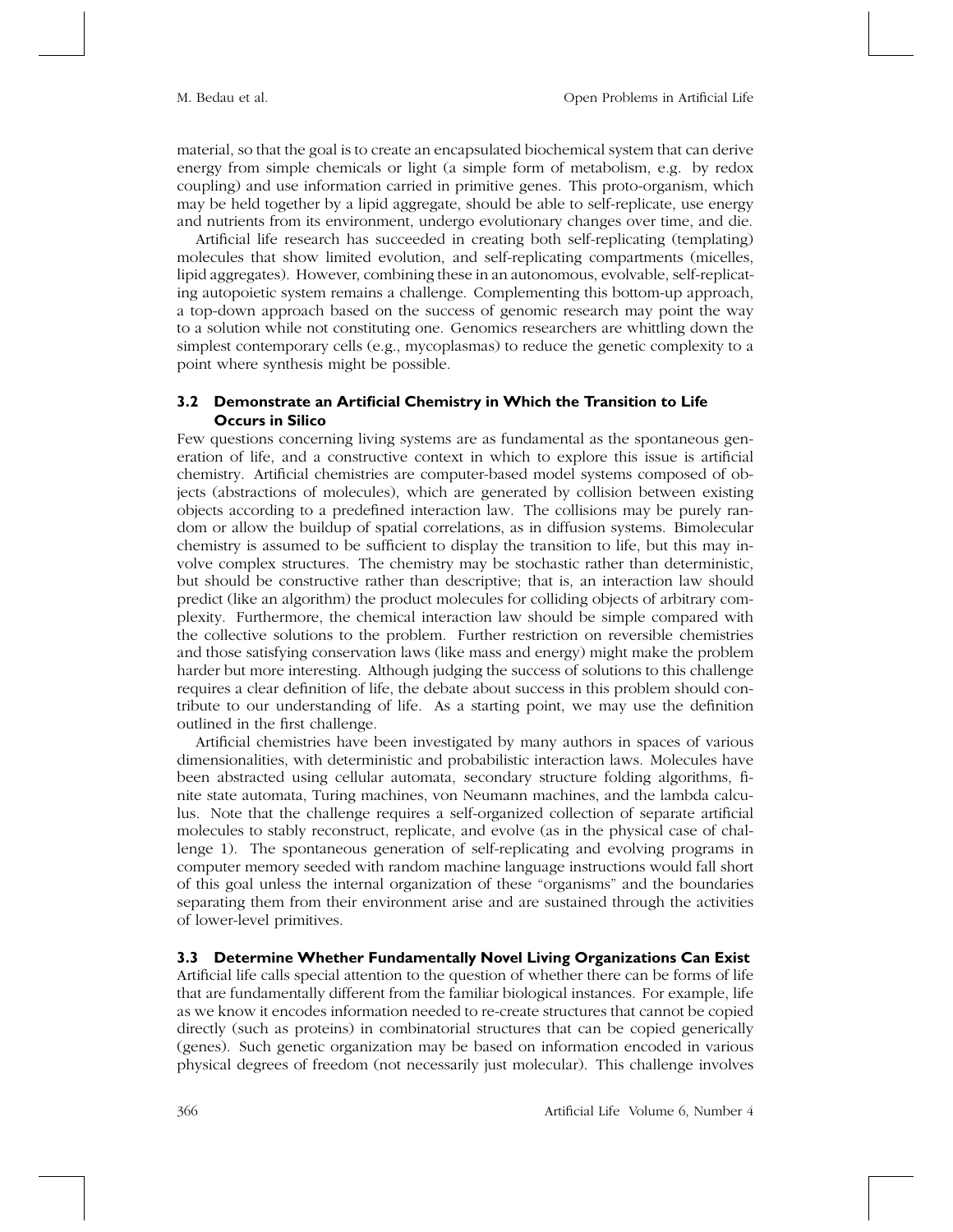material, so that the goal is to create an encapsulated biochemical system that can derive energy from simple chemicals or light (a simple form of metabolism, e.g. by redox coupling) and use information carried in primitive genes. This proto-organism, which may be held together by a lipid aggregate, should be able to self-replicate, use energy and nutrients from its environment, undergo evolutionary changes over time, and die.

Artificial life research has succeeded in creating both self-replicating (templating) molecules that show limited evolution, and self-replicating compartments (micelles, lipid aggregates). However, combining these in an autonomous, evolvable, self-replicating autopoietic system remains a challenge. Complementing this bottom-up approach, a top-down approach based on the success of genomic research may point the way to a solution while not constituting one. Genomics researchers are whittling down the simplest contemporary cells (e.g., mycoplasmas) to reduce the genetic complexity to a point where synthesis might be possible.

### 3.2 Demonstrate an Artificial Chemistry in Which the Transition to Life Occurs in Silico

Few questions concerning living systems are as fundamental as the spontaneous generation of life, and a constructive context in which to explore this issue is artificial chemistry. Artificial chemistries are computer-based model systems composed of objects (abstractions of molecules), which are generated by collision between existing objects according to a predefined interaction law. The collisions may be purely random or allow the buildup of spatial correlations, as in diffusion systems. Bimolecular chemistry is assumed to be sufficient to display the transition to life, but this may involve complex structures. The chemistry may be stochastic rather than deterministic, but should be constructive rather than descriptive; that is, an interaction law should predict (like an algorithm) the product molecules for colliding objects of arbitrary complexity. Furthermore, the chemical interaction law should be simple compared with the collective solutions to the problem. Further restriction on reversible chemistries and those satisfying conservation laws (like mass and energy) might make the problem harder but more interesting. Although judging the success of solutions to this challenge requires a clear definition of life, the debate about success in this problem should contribute to our understanding of life. As a starting point, we may use the definition outlined in the first challenge.

Artificial chemistries have been investigated by many authors in spaces of various dimensionalities, with deterministic and probabilistic interaction laws. Molecules have been abstracted using cellular automata, secondary structure folding algorithms, finite state automata, Turing machines, von Neumann machines, and the lambda calculus. Note that the challenge requires a self-organized collection of separate artificial molecules to stably reconstruct, replicate, and evolve (as in the physical case of challenge 1). The spontaneous generation of self-replicating and evolving programs in computer memory seeded with random machine language instructions would fall short of this goal unless the internal organization of these "organisms" and the boundaries separating them from their environment arise and are sustained through the activities of lower-level primitives.

### 3.3 Determine Whether Fundamentally Novel Living Organizations Can Exist

Artificial life calls special attention to the question of whether there can be forms of life that are fundamentally different from the familiar biological instances. For example, life as we know it encodes information needed to re-create structures that cannot be copied directly (such as proteins) in combinatorial structures that can be copied generically (genes). Such genetic organization may be based on information encoded in various physical degrees of freedom (not necessarily just molecular). This challenge involves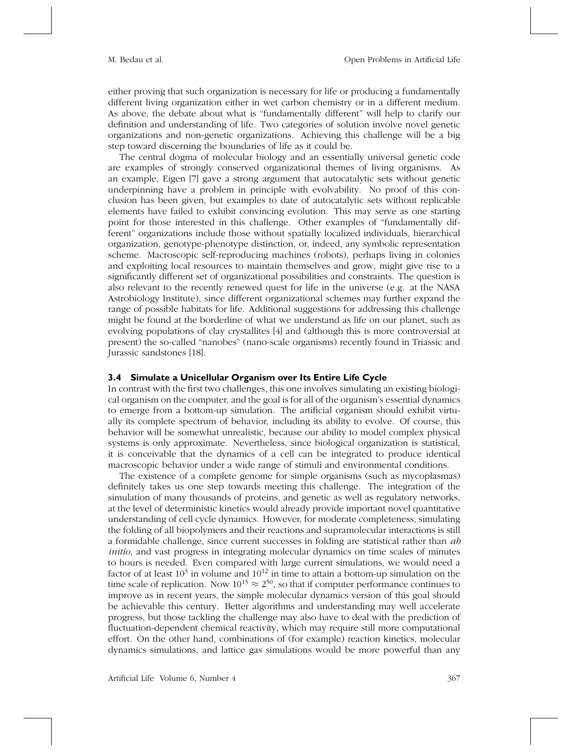either proving that such organization is necessary for life or producing a fundamentally different living organization either in wet carbon chemistry or in a different medium. As above, the debate about what is "fundamentally different" will help to clarify our definition and understanding of life. Two categories of solution involve novel genetic organizations and non-genetic organizations. Achieving this challenge will be a big step toward discerning the boundaries of life as it could be.

The central dogma of molecular biology and an essentially universal genetic code are examples of strongly conserved organizational themes of living organisms. As an example, Eigen [7] gave a strong argument that autocatalytic sets without genetic underpinning have a problem in principle with evolvability. No proof of this conclusion has been given, but examples to date of autocatalytic sets without replicable elements have failed to exhibit convincing evolution. This may serve as one starting point for those interested in this challenge. Other examples of "fundamentally different" organizations include those without spatially localized individuals, hierarchical organization, genotype-phenotype distinction, or, indeed, any symbolic representation scheme. Macroscopic self-reproducing machines (robots), perhaps living in colonies and exploiting local resources to maintain themselves and grow, might give rise to a significantly different set of organizational possibilities and constraints. The question is also relevant to the recently renewed quest for life in the universe (e.g. at the NASA Astrobiology Institute), since different organizational schemes may further expand the range of possible habitats for life. Additional suggestions for addressing this challenge might be found at the borderline of what we understand as life on our planet, such as evolving populations of clay crystallites [4] and (although this is more controversial at present) the so-called "nanobes" (nano-scale organisms) recently found in Triassic and Jurassic sandstones [18].

### 3.4 Simulate a Unicellular Organism over Its Entire Life Cycle

In contrast with the first two challenges, this one involves simulating an existing biological organism on the computer, and the goal is for all of the organism's essential dynamics to emerge from a bottom-up simulation. The artificial organism should exhibit virtually its complete spectrum of behavior, including its ability to evolve. Of course, this behavior will be somewhat unrealistic, because our ability to model complex physical systems is only approximate. Nevertheless, since biological organization is statistical, it is conceivable that the dynamics of a cell can be integrated to produce identical macroscopic behavior under a wide range of stimuli and environmental conditions.

The existence of a complete genome for simple organisms (such as mycoplasmas) definitely takes us one step towards meeting this challenge. The integration of the simulation of many thousands of proteins, and genetic as well as regulatory networks, at the level of deterministic kinetics would already provide important novel quantitative understanding of cell cycle dynamics. However, for moderate completeness, simulating the folding of all biopolymers and their reactions and supramolecular interactions is still a formidable challenge, since current successes in folding are statistical rather than *ab initio*, and vast progress in integrating molecular dynamics on time scales of minutes to hours is needed. Even compared with large current simulations, we would need a factor of at least $10^3$ in volume and $10^{12}$ in time to attain a bottom-up simulation on the time scale of replication. Now $10^{15} \approx 2^{50}$, so that if computer performance continues to improve as in recent years, the simple molecular dynamics version of this goal should be achievable this century. Better algorithms and understanding may well accelerate progress, but those tackling the challenge may also have to deal with the prediction of fluctuation-dependent chemical reactivity, which may require still more computational effort. On the other hand, combinations of (for example) reaction kinetics, molecular dynamics simulations, and lattice gas simulations would be more powerful than any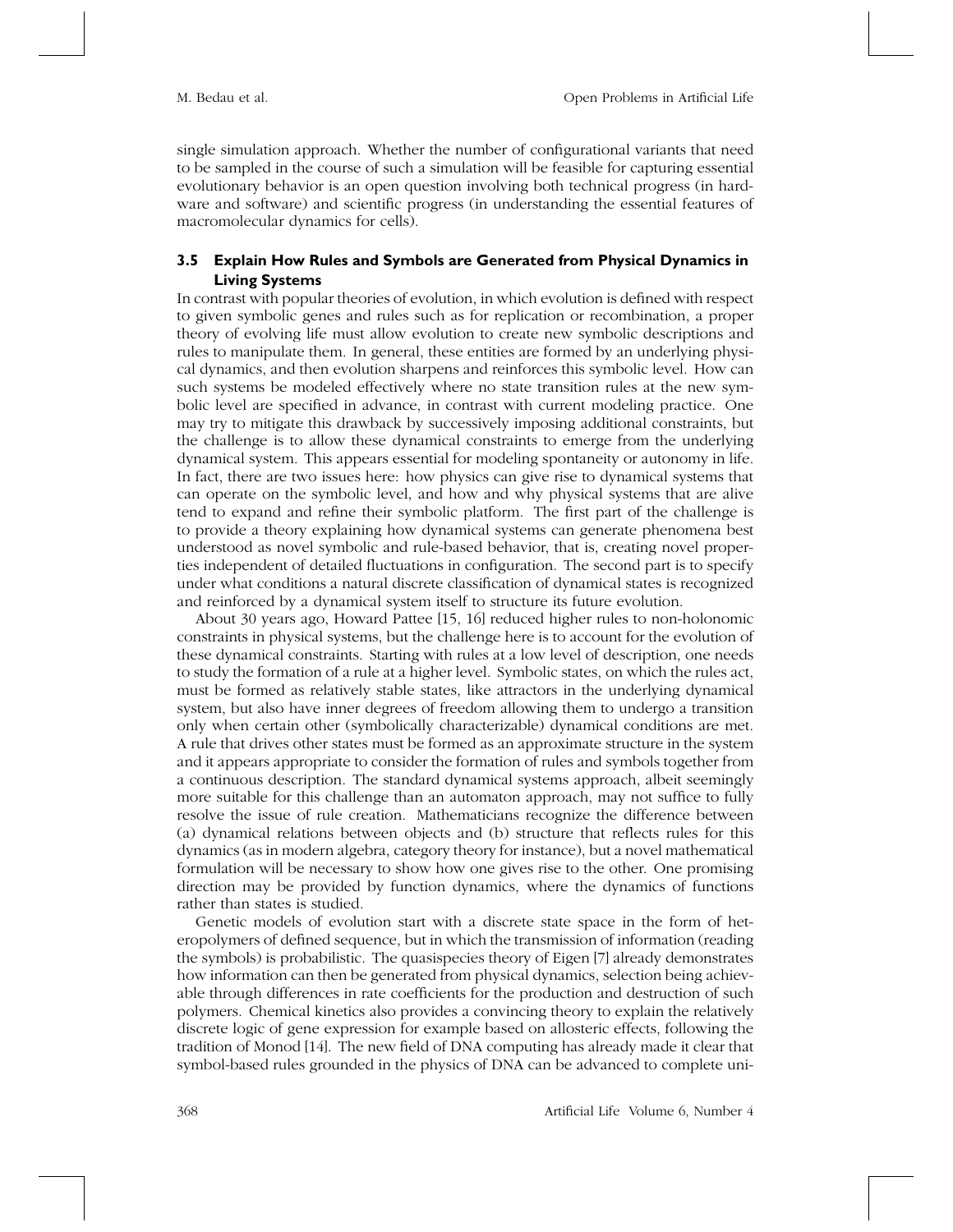single simulation approach. Whether the number of configurational variants that need to be sampled in the course of such a simulation will be feasible for capturing essential evolutionary behavior is an open question involving both technical progress (in hardware and software) and scientific progress (in understanding the essential features of macromolecular dynamics for cells).

### 3.5 Explain How Rules and Symbols are Generated from Physical Dynamics in Living Systems

In contrast with popular theories of evolution, in which evolution is defined with respect to given symbolic genes and rules such as for replication or recombination, a proper theory of evolving life must allow evolution to create new symbolic descriptions and rules to manipulate them. In general, these entities are formed by an underlying physical dynamics, and then evolution sharpens and reinforces this symbolic level. How can such systems be modeled effectively where no state transition rules at the new symbolic level are specified in advance, in contrast with current modeling practice. One may try to mitigate this drawback by successively imposing additional constraints, but the challenge is to allow these dynamical constraints to emerge from the underlying dynamical system. This appears essential for modeling spontaneity or autonomy in life. In fact, there are two issues here: how physics can give rise to dynamical systems that can operate on the symbolic level, and how and why physical systems that are alive tend to expand and refine their symbolic platform. The first part of the challenge is to provide a theory explaining how dynamical systems can generate phenomena best understood as novel symbolic and rule-based behavior, that is, creating novel properties independent of detailed fluctuations in configuration. The second part is to specify under what conditions a natural discrete classification of dynamical states is recognized and reinforced by a dynamical system itself to structure its future evolution.

About 30 years ago, Howard Pattee [15, 16] reduced higher rules to non-holonomic constraints in physical systems, but the challenge here is to account for the evolution of these dynamical constraints. Starting with rules at a low level of description, one needs to study the formation of a rule at a higher level. Symbolic states, on which the rules act, must be formed as relatively stable states, like attractors in the underlying dynamical system, but also have inner degrees of freedom allowing them to undergo a transition only when certain other (symbolically characterizable) dynamical conditions are met. A rule that drives other states must be formed as an approximate structure in the system and it appears appropriate to consider the formation of rules and symbols together from a continuous description. The standard dynamical systems approach, albeit seemingly more suitable for this challenge than an automaton approach, may not suffice to fully resolve the issue of rule creation. Mathematicians recognize the difference between (a) dynamical relations between objects and (b) structure that reflects rules for this dynamics (as in modern algebra, category theory for instance), but a novel mathematical formulation will be necessary to show how one gives rise to the other. One promising direction may be provided by function dynamics, where the dynamics of functions rather than states is studied.

Genetic models of evolution start with a discrete state space in the form of heteropolymers of defined sequence, but in which the transmission of information (reading the symbols) is probabilistic. The quasispecies theory of Eigen [7] already demonstrates how information can then be generated from physical dynamics, selection being achievable through differences in rate coefficients for the production and destruction of such polymers. Chemical kinetics also provides a convincing theory to explain the relatively discrete logic of gene expression for example based on allosteric effects, following the tradition of Monod [14]. The new field of DNA computing has already made it clear that symbol-based rules grounded in the physics of DNA can be advanced to complete uni-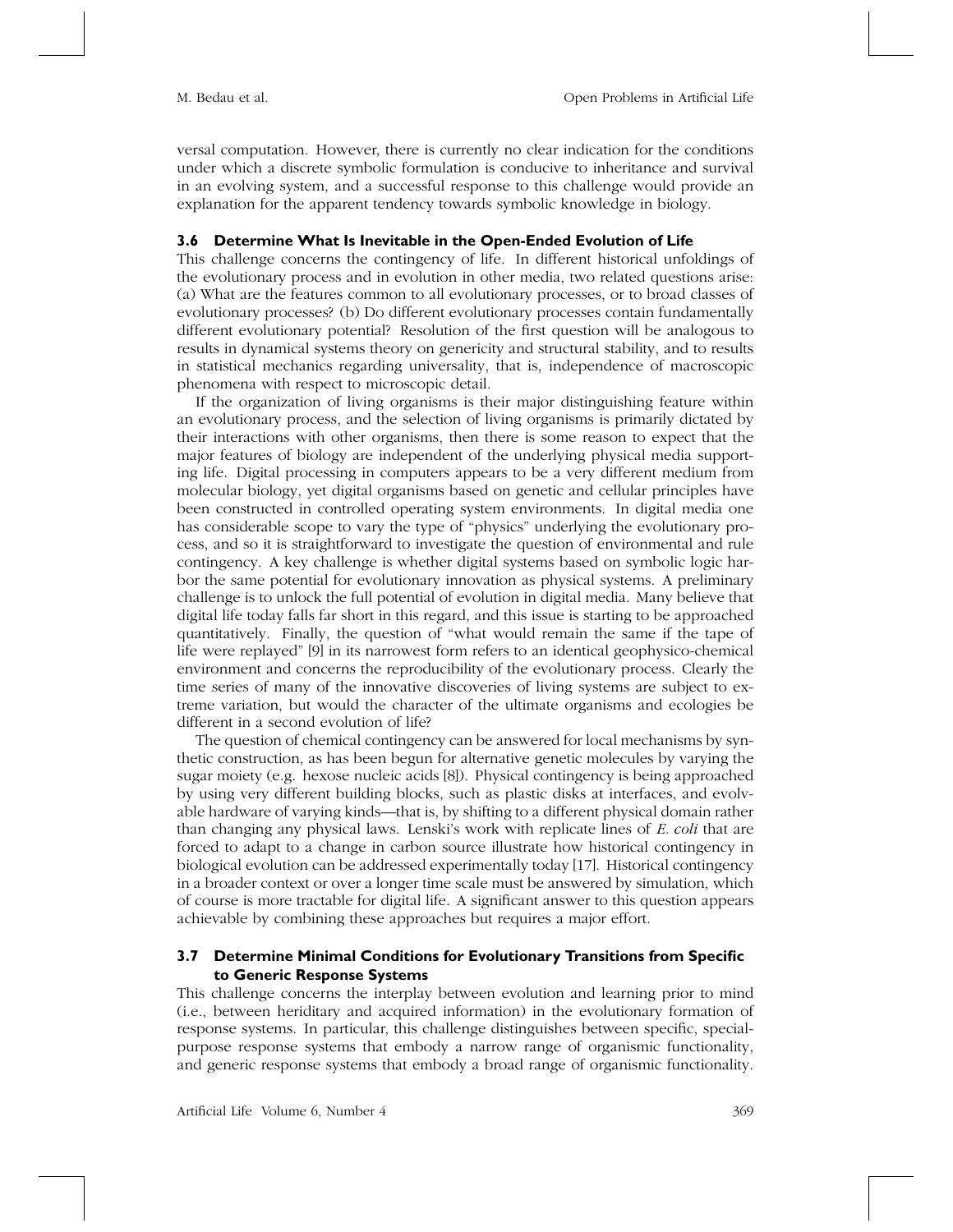versal computation. However, there is currently no clear indication for the conditions under which a discrete symbolic formulation is conducive to inheritance and survival in an evolving system, and a successful response to this challenge would provide an explanation for the apparent tendency towards symbolic knowledge in biology.

### 3.6 Determine What Is Inevitable in the Open-Ended Evolution of Life

This challenge concerns the contingency of life. In different historical unfoldings of the evolutionary process and in evolution in other media, two related questions arise: (a) What are the features common to all evolutionary processes, or to broad classes of evolutionary processes? (b) Do different evolutionary processes contain fundamentally different evolutionary potential? Resolution of the first question will be analogous to results in dynamical systems theory on genericity and structural stability, and to results in statistical mechanics regarding universality, that is, independence of macroscopic phenomena with respect to microscopic detail.

If the organization of living organisms is their major distinguishing feature within an evolutionary process, and the selection of living organisms is primarily dictated by their interactions with other organisms, then there is some reason to expect that the major features of biology are independent of the underlying physical media supporting life. Digital processing in computers appears to be a very different medium from molecular biology, yet digital organisms based on genetic and cellular principles have been constructed in controlled operating system environments. In digital media one has considerable scope to vary the type of "physics" underlying the evolutionary process, and so it is straightforward to investigate the question of environmental and rule contingency. A key challenge is whether digital systems based on symbolic logic harbor the same potential for evolutionary innovation as physical systems. A preliminary challenge is to unlock the full potential of evolution in digital media. Many believe that digital life today falls far short in this regard, and this issue is starting to be approached quantitatively. Finally, the question of "what would remain the same if the tape of life were replayed" [9] in its narrowest form refers to an identical geophysico-chemical environment and concerns the reproducibility of the evolutionary process. Clearly the time series of many of the innovative discoveries of living systems are subject to extreme variation, but would the character of the ultimate organisms and ecologies be different in a second evolution of life?

The question of chemical contingency can be answered for local mechanisms by synthetic construction, as has been begun for alternative genetic molecules by varying the sugar moiety (e.g. hexose nucleic acids [8]). Physical contingency is being approached by using very different building blocks, such as plastic disks at interfaces, and evolvable hardware of varying kinds—that is, by shifting to a different physical domain rather than changing any physical laws. Lenski's work with replicate lines of *E. coli* that are forced to adapt to a change in carbon source illustrate how historical contingency in biological evolution can be addressed experimentally today [17]. Historical contingency in a broader context or over a longer time scale must be answered by simulation, which of course is more tractable for digital life. A significant answer to this question appears achievable by combining these approaches but requires a major effort.

### 3.7 Determine Minimal Conditions for Evolutionary Transitions from Specific to Generic Response Systems

This challenge concerns the interplay between evolution and learning prior to mind (i.e., between heriditary and acquired information) in the evolutionary formation of response systems. In particular, this challenge distinguishes between specific, special-purpose response systems that embody a narrow range of organismic functionality, and generic response systems that embody a broad range of organismic functionality.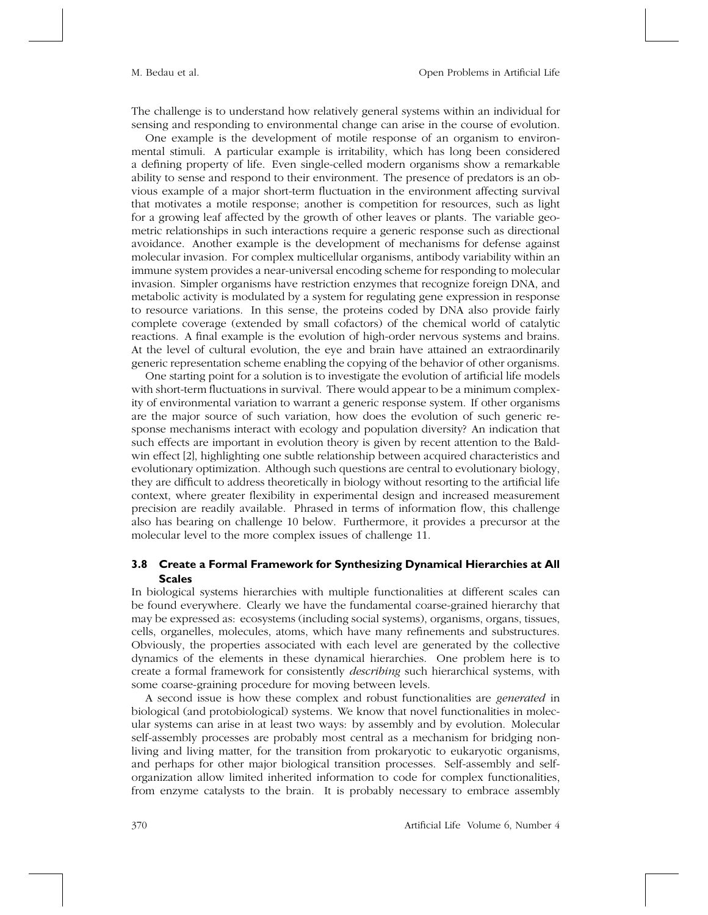The challenge is to understand how relatively general systems within an individual for sensing and responding to environmental change can arise in the course of evolution.

One example is the development of motile response of an organism to environmental stimuli. A particular example is irritability, which has long been considered a defining property of life. Even single-celled modern organisms show a remarkable ability to sense and respond to their environment. The presence of predators is an obvious example of a major short-term fluctuation in the environment affecting survival that motivates a motile response; another is competition for resources, such as light for a growing leaf affected by the growth of other leaves or plants. The variable geometric relationships in such interactions require a generic response such as directional avoidance. Another example is the development of mechanisms for defense against molecular invasion. For complex multicellular organisms, antibody variability within an immune system provides a near-universal encoding scheme for responding to molecular invasion. Simpler organisms have restriction enzymes that recognize foreign DNA, and metabolic activity is modulated by a system for regulating gene expression in response to resource variations. In this sense, the proteins coded by DNA also provide fairly complete coverage (extended by small cofactors) of the chemical world of catalytic reactions. A final example is the evolution of high-order nervous systems and brains. At the level of cultural evolution, the eye and brain have attained an extraordinarily generic representation scheme enabling the copying of the behavior of other organisms.

One starting point for a solution is to investigate the evolution of artificial life models with short-term fluctuations in survival. There would appear to be a minimum complexity of environmental variation to warrant a generic response system. If other organisms are the major source of such variation, how does the evolution of such generic response mechanisms interact with ecology and population diversity? An indication that such effects are important in evolution theory is given by recent attention to the Baldwin effect [2], highlighting one subtle relationship between acquired characteristics and evolutionary optimization. Although such questions are central to evolutionary biology, they are difficult to address theoretically in biology without resorting to the artificial life context, where greater flexibility in experimental design and increased measurement precision are readily available. Phrased in terms of information flow, this challenge also has bearing on challenge 10 below. Furthermore, it provides a precursor at the molecular level to the more complex issues of challenge 11.

### 3.8 Create a Formal Framework for Synthesizing Dynamical Hierarchies at All Scales

In biological systems hierarchies with multiple functionalities at different scales can be found everywhere. Clearly we have the fundamental coarse-grained hierarchy that may be expressed as: ecosystems (including social systems), organisms, organs, tissues, cells, organelles, molecules, atoms, which have many refinements and substructures. Obviously, the properties associated with each level are generated by the collective dynamics of the elements in these dynamical hierarchies. One problem here is to create a formal framework for consistently *describing* such hierarchical systems, with some coarse-graining procedure for moving between levels.

A second issue is how these complex and robust functionalities are *generated* in biological (and protobiological) systems. We know that novel functionalities in molecular systems can arise in at least two ways: by assembly and by evolution. Molecular self-assembly processes are probably most central as a mechanism for bridging nonliving and living matter, for the transition from prokaryotic to eukaryotic organisms, and perhaps for other major biological transition processes. Self-assembly and self-organization allow limited inherited information to code for complex functionalities, from enzyme catalysts to the brain. It is probably necessary to embrace assembly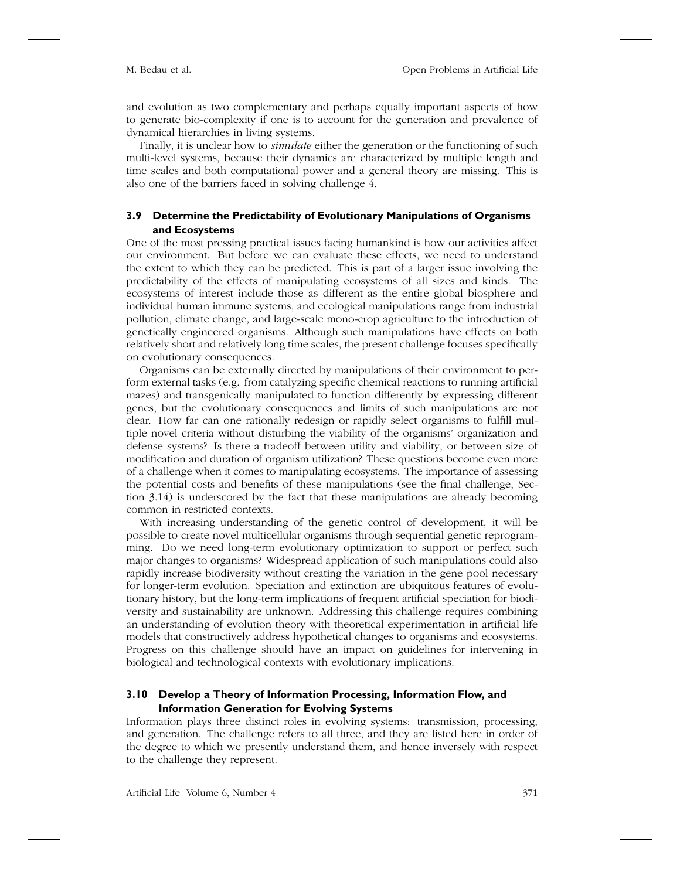and evolution as two complementary and perhaps equally important aspects of how to generate bio-complexity if one is to account for the generation and prevalence of dynamical hierarchies in living systems.

Finally, it is unclear how to *simulate* either the generation or the functioning of such multi-level systems, because their dynamics are characterized by multiple length and time scales and both computational power and a general theory are missing. This is also one of the barriers faced in solving challenge 4.

### 3.9 Determine the Predictability of Evolutionary Manipulations of Organisms and Ecosystems

One of the most pressing practical issues facing humankind is how our activities affect our environment. But before we can evaluate these effects, we need to understand the extent to which they can be predicted. This is part of a larger issue involving the predictability of the effects of manipulating ecosystems of all sizes and kinds. The ecosystems of interest include those as different as the entire global biosphere and individual human immune systems, and ecological manipulations range from industrial pollution, climate change, and large-scale mono-crop agriculture to the introduction of genetically engineered organisms. Although such manipulations have effects on both relatively short and relatively long time scales, the present challenge focuses specifically on evolutionary consequences.

Organisms can be externally directed by manipulations of their environment to perform external tasks (e.g. from catalyzing specific chemical reactions to running artificial mazes) and transgenically manipulated to function differently by expressing different genes, but the evolutionary consequences and limits of such manipulations are not clear. How far can one rationally redesign or rapidly select organisms to fulfill multiple novel criteria without disturbing the viability of the organisms' organization and defense systems? Is there a tradeoff between utility and viability, or between size of modification and duration of organism utilization? These questions become even more of a challenge when it comes to manipulating ecosystems. The importance of assessing the potential costs and benefits of these manipulations (see the final challenge, Section 3.14) is underscored by the fact that these manipulations are already becoming common in restricted contexts.

With increasing understanding of the genetic control of development, it will be possible to create novel multicellular organisms through sequential genetic reprogramming. Do we need long-term evolutionary optimization to support or perfect such major changes to organisms? Widespread application of such manipulations could also rapidly increase biodiversity without creating the variation in the gene pool necessary for longer-term evolution. Speciation and extinction are ubiquitous features of evolutionary history, but the long-term implications of frequent artificial speciation for biodiversity and sustainability are unknown. Addressing this challenge requires combining an understanding of evolution theory with theoretical experimentation in artificial life models that constructively address hypothetical changes to organisms and ecosystems. Progress on this challenge should have an impact on guidelines for intervening in biological and technological contexts with evolutionary implications.

### 3.10 Develop a Theory of Information Processing, Information Flow, and Information Generation for Evolving Systems

Information plays three distinct roles in evolving systems: transmission, processing, and generation. The challenge refers to all three, and they are listed here in order of the degree to which we presently understand them, and hence inversely with respect to the challenge they represent.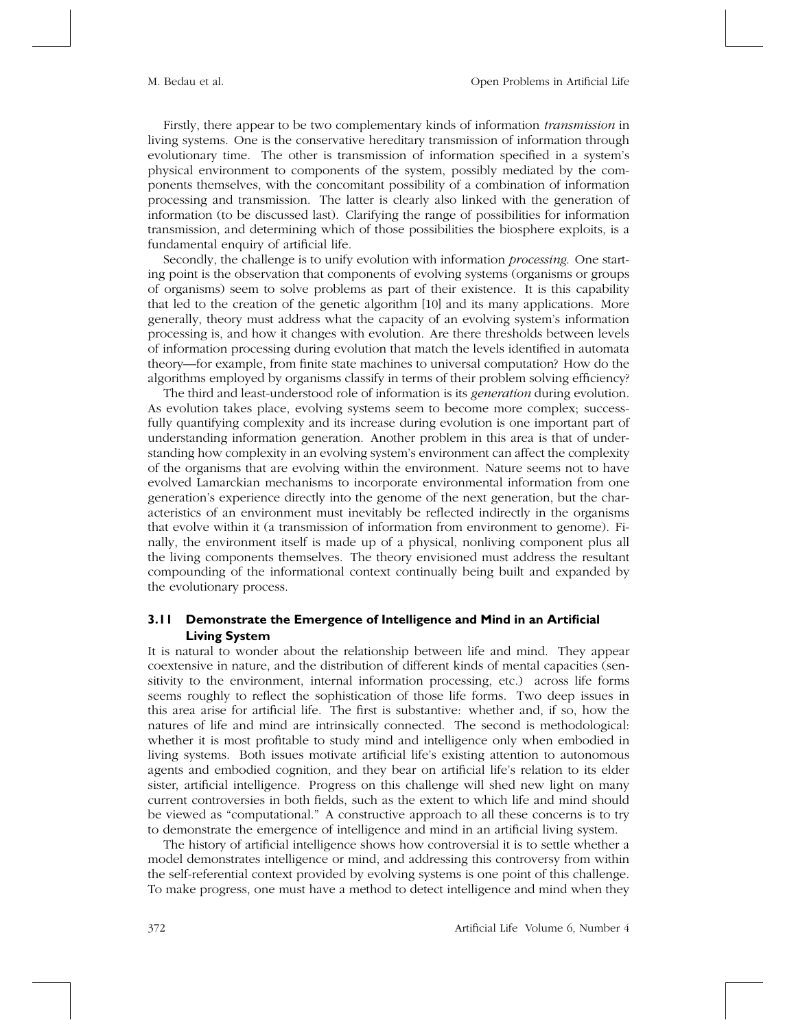Firstly, there appear to be two complementary kinds of information *transmission* in living systems. One is the conservative hereditary transmission of information through evolutionary time. The other is transmission of information specified in a system's physical environment to components of the system, possibly mediated by the components themselves, with the concomitant possibility of a combination of information processing and transmission. The latter is clearly also linked with the generation of information (to be discussed last). Clarifying the range of possibilities for information transmission, and determining which of those possibilities the biosphere exploits, is a fundamental enquiry of artificial life.

Secondly, the challenge is to unify evolution with information *processing*. One starting point is the observation that components of evolving systems (organisms or groups of organisms) seem to solve problems as part of their existence. It is this capability that led to the creation of the genetic algorithm [10] and its many applications. More generally, theory must address what the capacity of an evolving system's information processing is, and how it changes with evolution. Are there thresholds between levels of information processing during evolution that match the levels identified in automata theory—for example, from finite state machines to universal computation? How do the algorithms employed by organisms classify in terms of their problem solving efficiency?

The third and least-understood role of information is its *generation* during evolution. As evolution takes place, evolving systems seem to become more complex; successfully quantifying complexity and its increase during evolution is one important part of understanding information generation. Another problem in this area is that of understanding how complexity in an evolving system's environment can affect the complexity of the organisms that are evolving within the environment. Nature seems not to have evolved Lamarckian mechanisms to incorporate environmental information from one generation's experience directly into the genome of the next generation, but the characteristics of an environment must inevitably be reflected indirectly in the organisms that evolve within it (a transmission of information from environment to genome). Finally, the environment itself is made up of a physical, nonliving component plus all the living components themselves. The theory envisioned must address the resultant compounding of the informational context continually being built and expanded by the evolutionary process.

### 3.11 Demonstrate the Emergence of Intelligence and Mind in an Artificial Living System

It is natural to wonder about the relationship between life and mind. They appear coextensive in nature, and the distribution of different kinds of mental capacities (sensitivity to the environment, internal information processing, etc.) across life forms seems roughly to reflect the sophistication of those life forms. Two deep issues in this area arise for artificial life. The first is substantive: whether and, if so, how the natures of life and mind are intrinsically connected. The second is methodological: whether it is most profitable to study mind and intelligence only when embodied in living systems. Both issues motivate artificial life's existing attention to autonomous agents and embodied cognition, and they bear on artificial life's relation to its elder sister, artificial intelligence. Progress on this challenge will shed new light on many current controversies in both fields, such as the extent to which life and mind should be viewed as "computational." A constructive approach to all these concerns is to try to demonstrate the emergence of intelligence and mind in an artificial living system.

The history of artificial intelligence shows how controversial it is to settle whether a model demonstrates intelligence or mind, and addressing this controversy from within the self-referential context provided by evolving systems is one point of this challenge. To make progress, one must have a method to detect intelligence and mind when they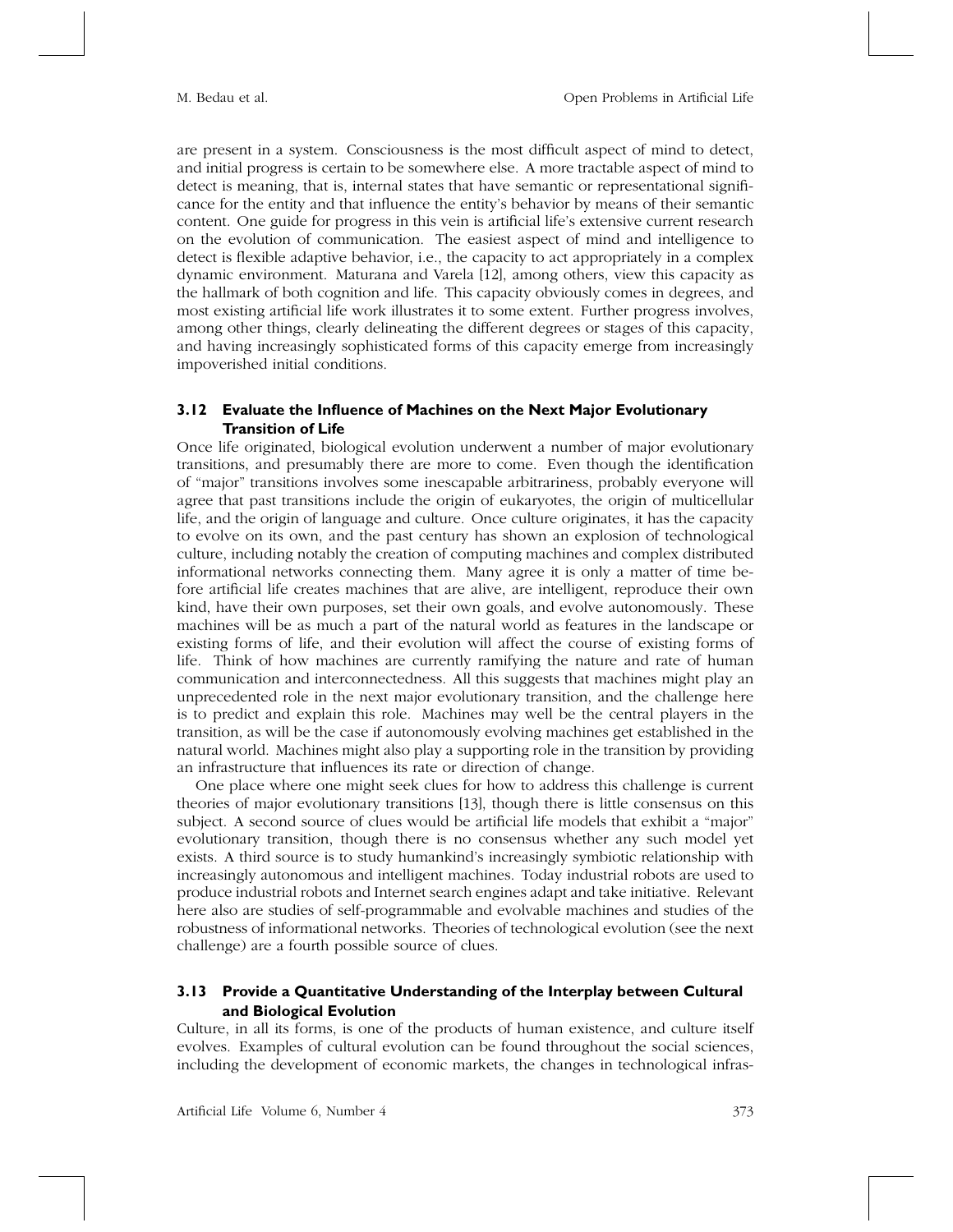are present in a system. Consciousness is the most difficult aspect of mind to detect, and initial progress is certain to be somewhere else. A more tractable aspect of mind to detect is meaning, that is, internal states that have semantic or representational significance for the entity and that influence the entity's behavior by means of their semantic content. One guide for progress in this vein is artificial life's extensive current research on the evolution of communication. The easiest aspect of mind and intelligence to detect is flexible adaptive behavior, i.e., the capacity to act appropriately in a complex dynamic environment. Maturana and Varela [12], among others, view this capacity as the hallmark of both cognition and life. This capacity obviously comes in degrees, and most existing artificial life work illustrates it to some extent. Further progress involves, among other things, clearly delineating the different degrees or stages of this capacity, and having increasingly sophisticated forms of this capacity emerge from increasingly impoverished initial conditions.

### 3.12 Evaluate the Influence of Machines on the Next Major Evolutionary Transition of Life

Once life originated, biological evolution underwent a number of major evolutionary transitions, and presumably there are more to come. Even though the identification of "major" transitions involves some inescapable arbitrariness, probably everyone will agree that past transitions include the origin of eukaryotes, the origin of multicellular life, and the origin of language and culture. Once culture originates, it has the capacity to evolve on its own, and the past century has shown an explosion of technological culture, including notably the creation of computing machines and complex distributed informational networks connecting them. Many agree it is only a matter of time before artificial life creates machines that are alive, are intelligent, reproduce their own kind, have their own purposes, set their own goals, and evolve autonomously. These machines will be as much a part of the natural world as features in the landscape or existing forms of life, and their evolution will affect the course of existing forms of life. Think of how machines are currently ramifying the nature and rate of human communication and interconnectedness. All this suggests that machines might play an unprecedented role in the next major evolutionary transition, and the challenge here is to predict and explain this role. Machines may well be the central players in the transition, as will be the case if autonomously evolving machines get established in the natural world. Machines might also play a supporting role in the transition by providing an infrastructure that influences its rate or direction of change.

One place where one might seek clues for how to address this challenge is current theories of major evolutionary transitions [13], though there is little consensus on this subject. A second source of clues would be artificial life models that exhibit a "major" evolutionary transition, though there is no consensus whether any such model yet exists. A third source is to study humankind's increasingly symbiotic relationship with increasingly autonomous and intelligent machines. Today industrial robots are used to produce industrial robots and Internet search engines adapt and take initiative. Relevant here also are studies of self-programmable and evolvable machines and studies of the robustness of informational networks. Theories of technological evolution (see the next challenge) are a fourth possible source of clues.

### 3.13 Provide a Quantitative Understanding of the Interplay between Cultural and Biological Evolution

Culture, in all its forms, is one of the products of human existence, and culture itself evolves. Examples of cultural evolution can be found throughout the social sciences, including the development of economic markets, the changes in technological infras-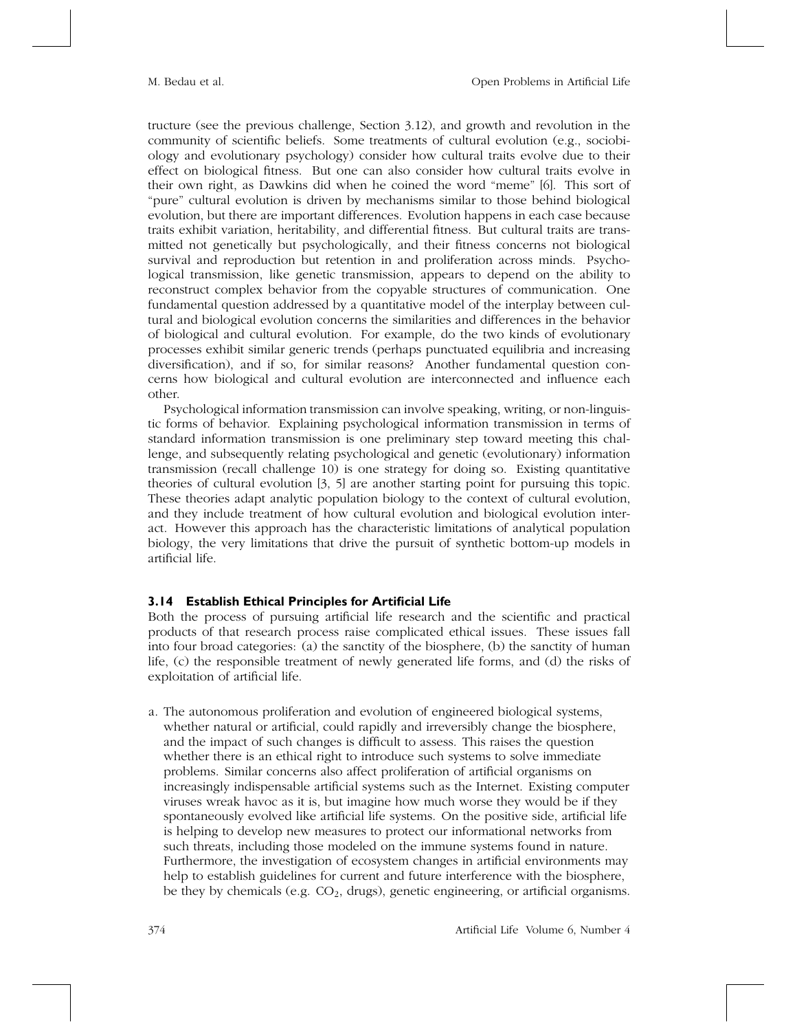tructure (see the previous challenge, Section 3.12), and growth and revolution in the community of scientific beliefs. Some treatments of cultural evolution (e.g., sociobiology and evolutionary psychology) consider how cultural traits evolve due to their effect on biological fitness. But one can also consider how cultural traits evolve in their own right, as Dawkins did when he coined the word "meme" [6]. This sort of "pure" cultural evolution is driven by mechanisms similar to those behind biological evolution, but there are important differences. Evolution happens in each case because traits exhibit variation, heritability, and differential fitness. But cultural traits are transmitted not genetically but psychologically, and their fitness concerns not biological survival and reproduction but retention in and proliferation across minds. Psychological transmission, like genetic transmission, appears to depend on the ability to reconstruct complex behavior from the copyable structures of communication. One fundamental question addressed by a quantitative model of the interplay between cultural and biological evolution concerns the similarities and differences in the behavior of biological and cultural evolution. For example, do the two kinds of evolutionary processes exhibit similar generic trends (perhaps punctuated equilibria and increasing diversification), and if so, for similar reasons? Another fundamental question concerns how biological and cultural evolution are interconnected and influence each other.

Psychological information transmission can involve speaking, writing, or non-linguistic forms of behavior. Explaining psychological information transmission in terms of standard information transmission is one preliminary step toward meeting this challenge, and subsequently relating psychological and genetic (evolutionary) information transmission (recall challenge 10) is one strategy for doing so. Existing quantitative theories of cultural evolution [3, 5] are another starting point for pursuing this topic. These theories adapt analytic population biology to the context of cultural evolution, and they include treatment of how cultural evolution and biological evolution interact. However this approach has the characteristic limitations of analytical population biology, the very limitations that drive the pursuit of synthetic bottom-up models in artificial life.

### 3.14 Establish Ethical Principles for Artificial Life

Both the process of pursuing artificial life research and the scientific and practical products of that research process raise complicated ethical issues. These issues fall into four broad categories: (a) the sanctity of the biosphere, (b) the sanctity of human life, (c) the responsible treatment of newly generated life forms, and (d) the risks of exploitation of artificial life.

a. The autonomous proliferation and evolution of engineered biological systems, whether natural or artificial, could rapidly and irreversibly change the biosphere, and the impact of such changes is difficult to assess. This raises the question whether there is an ethical right to introduce such systems to solve immediate problems. Similar concerns also affect proliferation of artificial organisms on increasingly indispensable artificial systems such as the Internet. Existing computer viruses wreak havoc as it is, but imagine how much worse they would be if they spontaneously evolved like artificial life systems. On the positive side, artificial life is helping to develop new measures to protect our informational networks from such threats, including those modeled on the immune systems found in nature. Furthermore, the investigation of ecosystem changes in artificial environments may help to establish guidelines for current and future interference with the biosphere, be they by chemicals (e.g. $CO_2$, drugs), genetic engineering, or artificial organisms.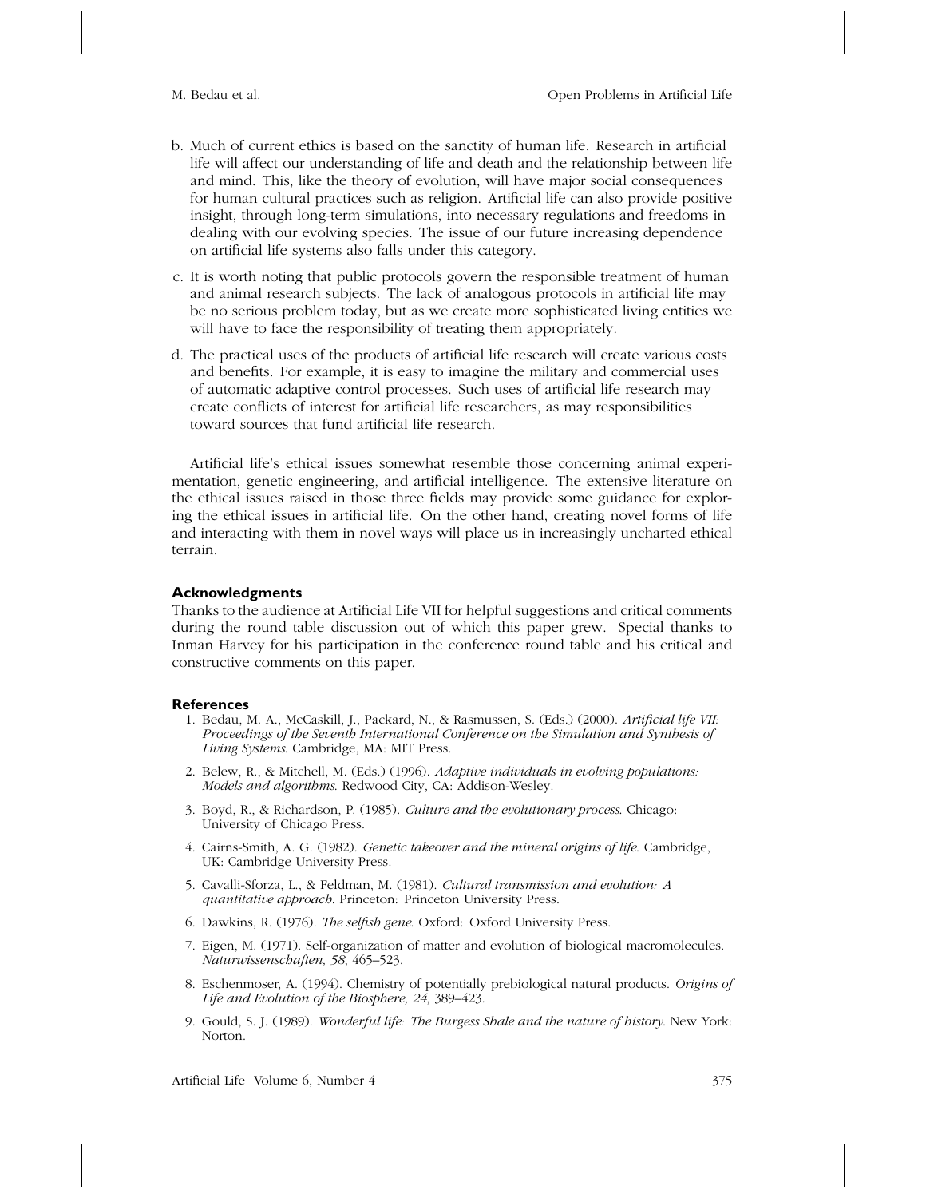b. Much of current ethics is based on the sanctity of human life. Research in artificial life will affect our understanding of life and death and the relationship between life and mind. This, like the theory of evolution, will have major social consequences for human cultural practices such as religion. Artificial life can also provide positive insight, through long-term simulations, into necessary regulations and freedoms in dealing with our evolving species. The issue of our future increasing dependence on artificial life systems also falls under this category.

c. It is worth noting that public protocols govern the responsible treatment of human and animal research subjects. The lack of analogous protocols in artificial life may be no serious problem today, but as we create more sophisticated living entities we will have to face the responsibility of treating them appropriately.

d. The practical uses of the products of artificial life research will create various costs and benefits. For example, it is easy to imagine the military and commercial uses of automatic adaptive control processes. Such uses of artificial life research may create conflicts of interest for artificial life researchers, as may responsibilities toward sources that fund artificial life research.

Artificial life's ethical issues somewhat resemble those concerning animal experimentation, genetic engineering, and artificial intelligence. The extensive literature on the ethical issues raised in those three fields may provide some guidance for exploring the ethical issues in artificial life. On the other hand, creating novel forms of life and interacting with them in novel ways will place us in increasingly uncharted ethical terrain.

### Acknowledgments

Thanks to the audience at Artificial Life VII for helpful suggestions and critical comments during the round table discussion out of which this paper grew. Special thanks to Inman Harvey for his participation in the conference round table and his critical and constructive comments on this paper.

### References

1. Bedau, M. A., McCaskill, J., Packard, N., & Rasmussen, S. (Eds.) (2000). *Artificial life VII: Proceedings of the Seventh International Conference on the Simulation and Synthesis of Living Systems*. Cambridge, MA: MIT Press.
2. Belew, R., & Mitchell, M. (Eds.) (1996). *Adaptive individuals in evolving populations: Models and algorithms*. Redwood City, CA: Addison-Wesley.
3. Boyd, R., & Richardson, P. (1985). *Culture and the evolutionary process*. Chicago: University of Chicago Press.
4. Cairns-Smith, A. G. (1982). *Genetic takeover and the mineral origins of life*. Cambridge, UK: Cambridge University Press.
5. Cavalli-Sforza, L., & Feldman, M. (1981). *Cultural transmission and evolution: A quantitative approach*. Princeton: Princeton University Press.
6. Dawkins, R. (1976). *The selfish gene*. Oxford: Oxford University Press.
7. Eigen, M. (1971). Self-organization of matter and evolution of biological macromolecules. *Naturwissenschaften, 58*, 465–523.
8. Eschenmoser, A. (1994). Chemistry of potentially prebiological natural products. *Origins of Life and Evolution of the Biosphere, 24*, 389–423.
9. Gould, S. J. (1989). *Wonderful life: The Burgess Shale and the nature of history*. New York: Norton.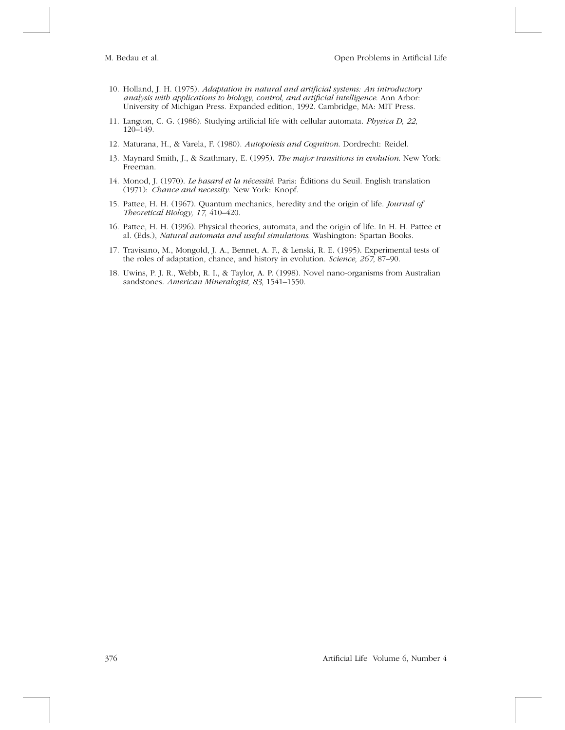10. Holland, J. H. (1975). *Adaptation in natural and artificial systems: An introductory analysis with applications to biology, control, and artificial intelligence*. Ann Arbor: University of Michigan Press. Expanded edition, 1992. Cambridge, MA: MIT Press.

11. Langton, C. G. (1986). Studying artificial life with cellular automata. *Physica D, 22*, 120–149.

12. Maturana, H., & Varela, F. (1980). *Autopoiesis and Cognition*. Dordrecht: Reidel.

13. Maynard Smith, J., & Szathmary, E. (1995). *The major transitions in evolution*. New York: Freeman.

14. Monod, J. (1970). *Le hasard et la nécessité*. Paris: Éditions du Seuil. English translation (1971): *Chance and necessity*. New York: Knopf.

15. Pattee, H. H. (1967). Quantum mechanics, heredity and the origin of life. *Journal of Theoretical Biology, 17*, 410–420.

16. Pattee, H. H. (1996). Physical theories, automata, and the origin of life. In H. H. Pattee et al. (Eds.), *Natural automata and useful simulations*. Washington: Spartan Books.

17. Travisano, M., Mongold, J. A., Bennet, A. F., & Lenski, R. E. (1995). Experimental tests of the roles of adaptation, chance, and history in evolution. *Science, 267*, 87–90.

18. Uwins, P. J. R., Webb, R. I., & Taylor, A. P. (1998). Novel nano-organisms from Australian sandstones. *American Mineralogist, 83*, 1541–1550.